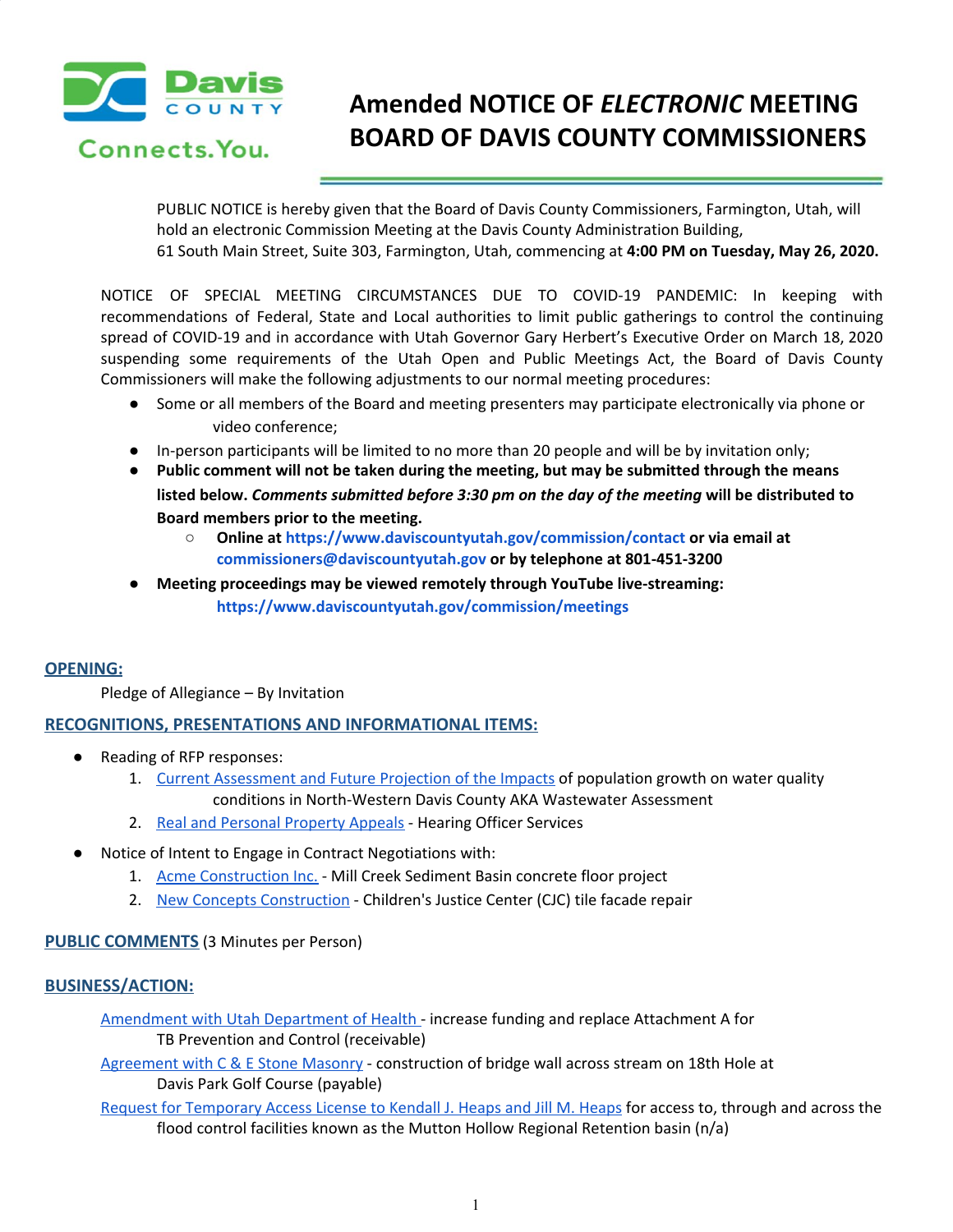Davis COUNTY Connects.You.

# Amended NOTICE OF *ELECTRONIC* MEETING BOARD OF DAVIS COUNTY COMMISSIONERS

PUBLIC NOTICE is hereby given that the Board of Davis County Commissioners, Farmington, Utah, will hold an electronic Commission Meeting at the Davis County Administration Building, 61 South Main Street, Suite 303, Farmington, Utah, commencing at **4:00 PM on Tuesday, May 26, 2020.**

NOTICE OF SPECIAL MEETING CIRCUMSTANCES DUE TO COVID-19 PANDEMIC: In keeping with recommendations of Federal, State and Local authorities to limit public gatherings to control the continuing spread of COVID-19 and in accordance with Utah Governor Gary Herbert's Executive Order on March 18, 2020 suspending some requirements of the Utah Open and Public Meetings Act, the Board of Davis County Commissioners will make the following adjustments to our normal meeting procedures:

- Some or all members of the Board and meeting presenters may participate electronically via phone or video conference;
- In-person participants will be limited to no more than 20 people and will be by invitation only;
- **Public comment will not be taken during the meeting, but may be submitted through the means listed below. *Comments submitted before 3:30 pm on the day of the meeting* will be distributed to Board members prior to the meeting.**
  - **Online at https://www.daviscountyutah.gov/commission/contact or via email at commissioners@daviscountyutah.gov or by telephone at 801-451-3200**
- **Meeting proceedings may be viewed remotely through YouTube live-streaming: https://www.daviscountyutah.gov/commission/meetings**

## OPENING:

Pledge of Allegiance – By Invitation

## RECOGNITIONS, PRESENTATIONS AND INFORMATIONAL ITEMS:

- Reading of RFP responses:
  1. Current Assessment and Future Projection of the Impacts of population growth on water quality conditions in North-Western Davis County AKA Wastewater Assessment
  2. Real and Personal Property Appeals - Hearing Officer Services
- Notice of Intent to Engage in Contract Negotiations with:
  1. Acme Construction Inc. - Mill Creek Sediment Basin concrete floor project
  2. New Concepts Construction - Children's Justice Center (CJC) tile facade repair

## PUBLIC COMMENTS (3 Minutes per Person)

## BUSINESS/ACTION:

Amendment with Utah Department of Health - increase funding and replace Attachment A for TB Prevention and Control (receivable)

Agreement with C & E Stone Masonry - construction of bridge wall across stream on 18th Hole at Davis Park Golf Course (payable)

Request for Temporary Access License to Kendall J. Heaps and Jill M. Heaps for access to, through and across the flood control facilities known as the Mutton Hollow Regional Retention basin (n/a)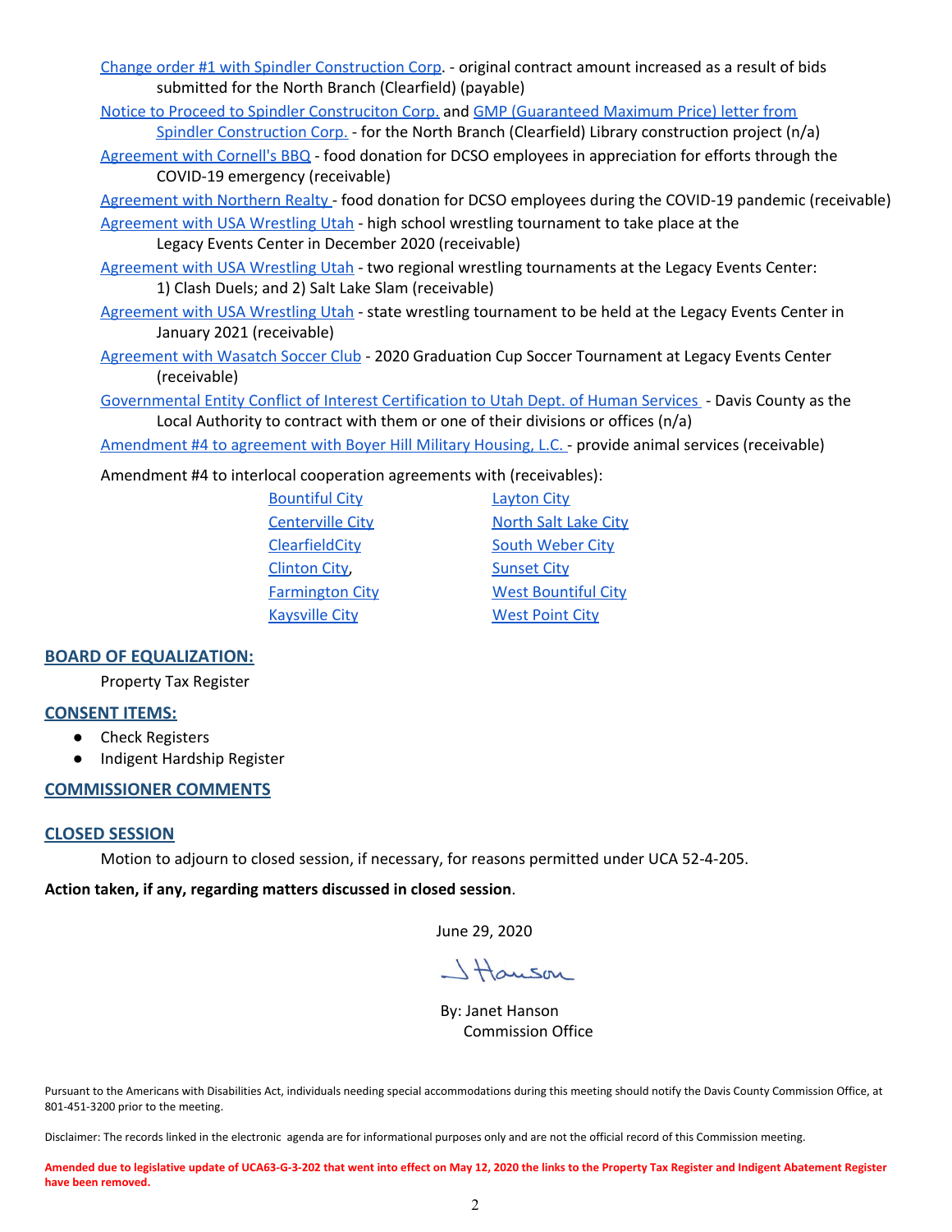Change order #1 with Spindler Construction Corp. - original contract amount increased as a result of bids submitted for the North Branch (Clearfield) (payable)

Notice to Proceed to Spindler Construciton Corp. and GMP (Guaranteed Maximum Price) letter from Spindler Construction Corp. - for the North Branch (Clearfield) Library construction project (n/a)

Agreement with Cornell's BBQ - food donation for DCSO employees in appreciation for efforts through the COVID-19 emergency (receivable)

Agreement with Northern Realty - food donation for DCSO employees during the COVID-19 pandemic (receivable)

Agreement with USA Wrestling Utah - high school wrestling tournament to take place at the Legacy Events Center in December 2020 (receivable)

Agreement with USA Wrestling Utah - two regional wrestling tournaments at the Legacy Events Center: 1) Clash Duels; and 2) Salt Lake Slam (receivable)

Agreement with USA Wrestling Utah - state wrestling tournament to be held at the Legacy Events Center in January 2021 (receivable)

Agreement with Wasatch Soccer Club - 2020 Graduation Cup Soccer Tournament at Legacy Events Center (receivable)

Governmental Entity Conflict of Interest Certification to Utah Dept. of Human Services - Davis County as the Local Authority to contract with them or one of their divisions or offices (n/a)

Amendment #4 to agreement with Boyer Hill Military Housing, L.C. - provide animal services (receivable)

Amendment #4 to interlocal cooperation agreements with (receivables):

- Bountiful City
- Centerville City
- ClearfieldCity
- Clinton City,
- Farmington City
- Kaysville City
- Layton City
- North Salt Lake City
- South Weber City
- Sunset City
- West Bountiful City
- West Point City

## BOARD OF EQUALIZATION:

Property Tax Register

## CONSENT ITEMS:

- Check Registers
- Indigent Hardship Register

## COMMISSIONER COMMENTS

## CLOSED SESSION

Motion to adjourn to closed session, if necessary, for reasons permitted under UCA 52-4-205.

**Action taken, if any, regarding matters discussed in closed session**.

June 29, 2020

J Hanson

By: Janet Hanson
Commission Office

Pursuant to the Americans with Disabilities Act, individuals needing special accommodations during this meeting should notify the Davis County Commission Office, at 801-451-3200 prior to the meeting.

Disclaimer: The records linked in the electronic agenda are for informational purposes only and are not the official record of this Commission meeting.

**Amended due to legislative update of UCA63-G-3-202 that went into effect on May 12, 2020 the links to the Property Tax Register and Indigent Abatement Register have been removed.**